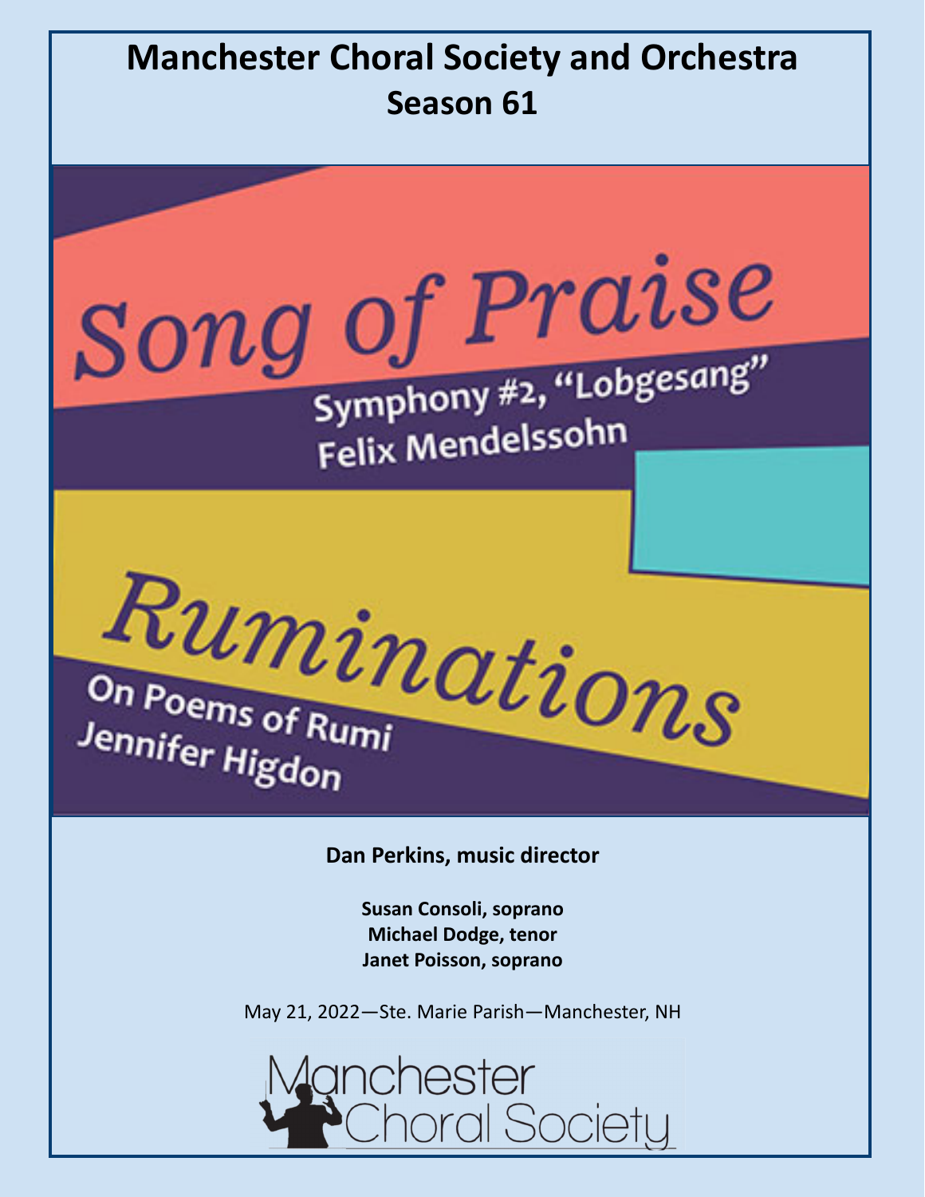# Manchester Choral Society and Orchestra
## Season 61

# *Song of Praise*

**Symphony #2, "Lobgesang"**
**Felix Mendelssohn**

# *Ruminations*

**On Poems of Rumi**
**Jennifer Higdon**

**Dan Perkins, music director**

**Susan Consoli, soprano**
**Michael Dodge, tenor**
**Janet Poisson, soprano**

May 21, 2022—Ste. Marie Parish—Manchester, NH

Manchester Choral Society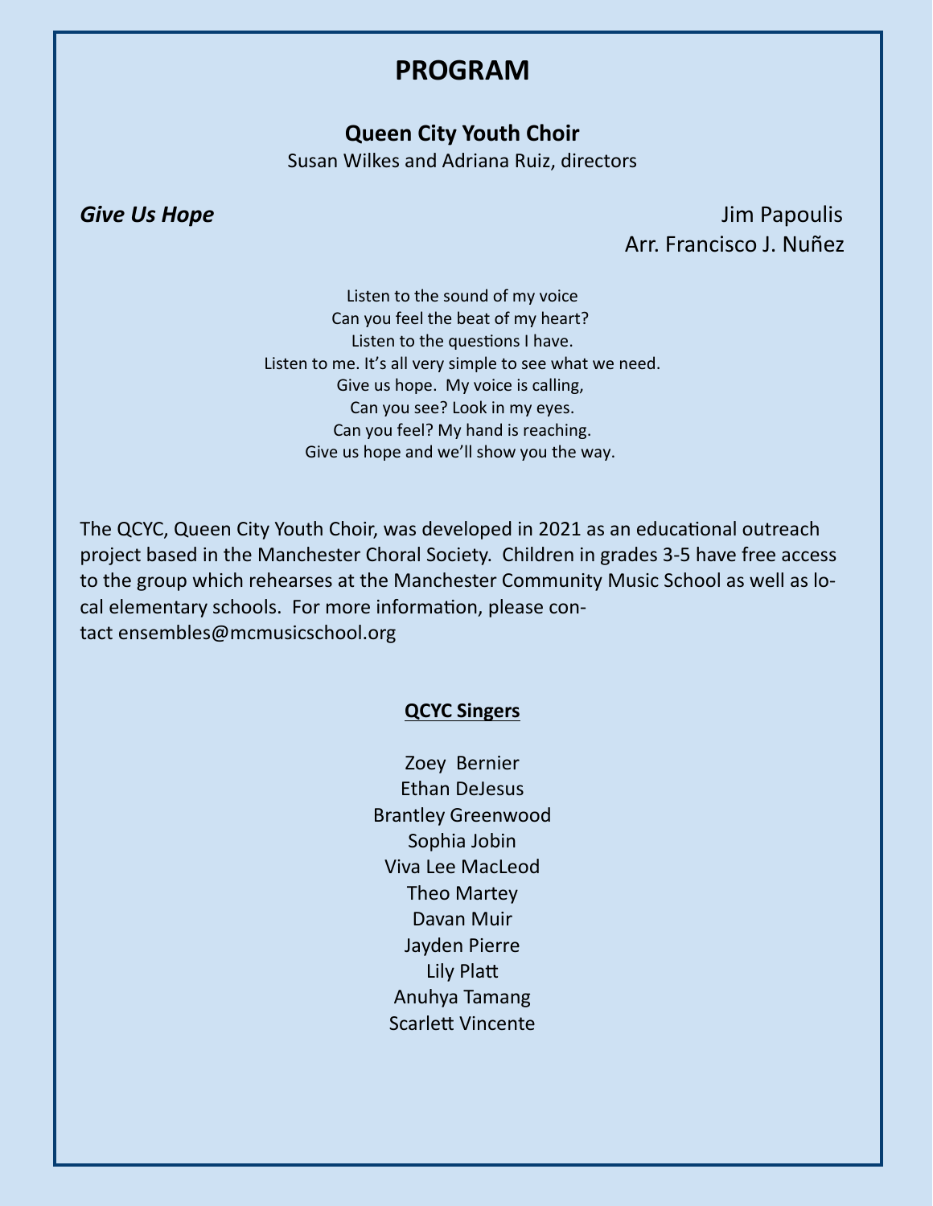# PROGRAM

## Queen City Youth Choir

Susan Wilkes and Adriana Ruiz, directors

***Give Us Hope*** — Jim Papoulis, Arr. Francisco J. Nuñez

Listen to the sound of my voice
Can you feel the beat of my heart?
Listen to the questions I have.
Listen to me. It's all very simple to see what we need.
Give us hope. My voice is calling,
Can you see? Look in my eyes.
Can you feel? My hand is reaching.
Give us hope and we'll show you the way.

The QCYC, Queen City Youth Choir, was developed in 2021 as an educational outreach project based in the Manchester Choral Society. Children in grades 3-5 have free access to the group which rehearses at the Manchester Community Music School as well as local elementary schools. For more information, please contact ensembles@mcmusicschool.org

**QCYC Singers**

Zoey Bernier
Ethan DeJesus
Brantley Greenwood
Sophia Jobin
Viva Lee MacLeod
Theo Martey
Davan Muir
Jayden Pierre
Lily Platt
Anuhya Tamang
Scarlett Vincente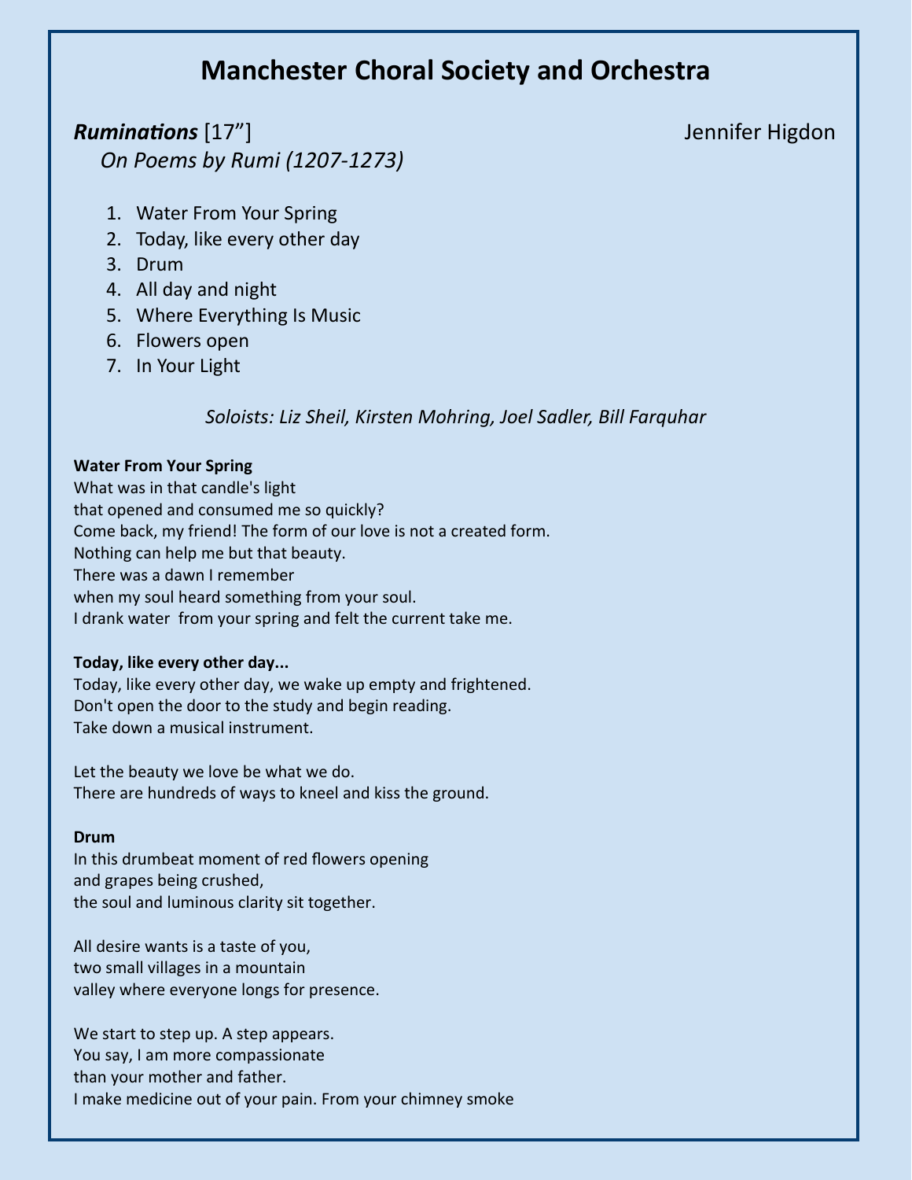# Manchester Choral Society and Orchestra

***Ruminations*** [17"] Jennifer Higdon

*On Poems by Rumi (1207-1273)*

1. Water From Your Spring
2. Today, like every other day
3. Drum
4. All day and night
5. Where Everything Is Music
6. Flowers open
7. In Your Light

*Soloists: Liz Sheil, Kirsten Mohring, Joel Sadler, Bill Farquhar*

**Water From Your Spring**

What was in that candle's light
that opened and consumed me so quickly?
Come back, my friend! The form of our love is not a created form.
Nothing can help me but that beauty.
There was a dawn I remember
when my soul heard something from your soul.
I drank water from your spring and felt the current take me.

**Today, like every other day...**

Today, like every other day, we wake up empty and frightened.
Don't open the door to the study and begin reading.
Take down a musical instrument.

Let the beauty we love be what we do.
There are hundreds of ways to kneel and kiss the ground.

**Drum**

In this drumbeat moment of red flowers opening
and grapes being crushed,
the soul and luminous clarity sit together.

All desire wants is a taste of you,
two small villages in a mountain
valley where everyone longs for presence.

We start to step up. A step appears.
You say, I am more compassionate
than your mother and father.
I make medicine out of your pain. From your chimney smoke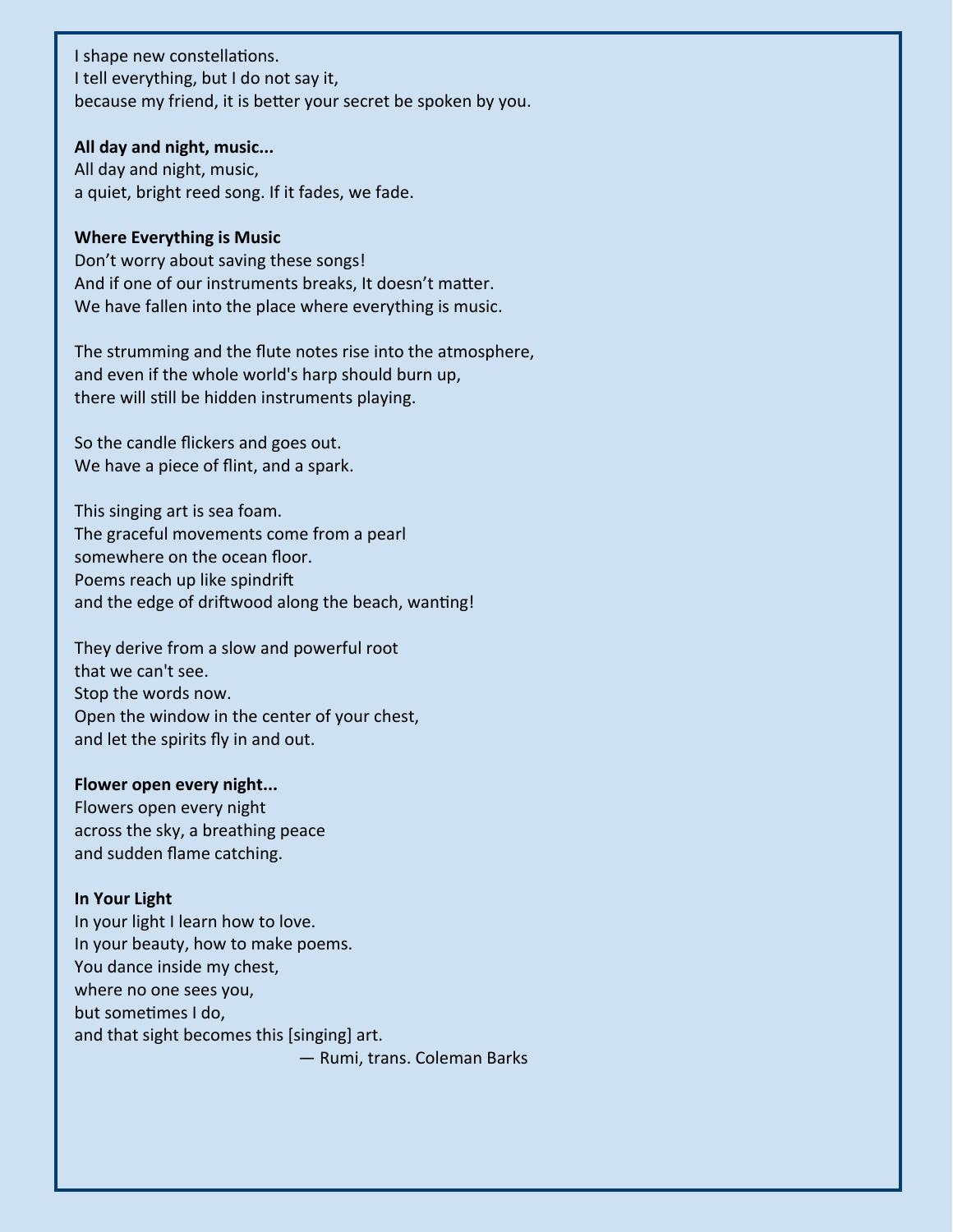I shape new constellations.
I tell everything, but I do not say it,
because my friend, it is better your secret be spoken by you.

**All day and night, music...**
All day and night, music,
a quiet, bright reed song. If it fades, we fade.

**Where Everything is Music**
Don't worry about saving these songs!
And if one of our instruments breaks, It doesn't matter.
We have fallen into the place where everything is music.

The strumming and the flute notes rise into the atmosphere,
and even if the whole world's harp should burn up,
there will still be hidden instruments playing.

So the candle flickers and goes out.
We have a piece of flint, and a spark.

This singing art is sea foam.
The graceful movements come from a pearl
somewhere on the ocean floor.
Poems reach up like spindrift
and the edge of driftwood along the beach, wanting!

They derive from a slow and powerful root
that we can't see.
Stop the words now.
Open the window in the center of your chest,
and let the spirits fly in and out.

**Flower open every night...**
Flowers open every night
across the sky, a breathing peace
and sudden flame catching.

**In Your Light**
In your light I learn how to love.
In your beauty, how to make poems.
You dance inside my chest,
where no one sees you,
but sometimes I do,
and that sight becomes this [singing] art.

— Rumi, trans. Coleman Barks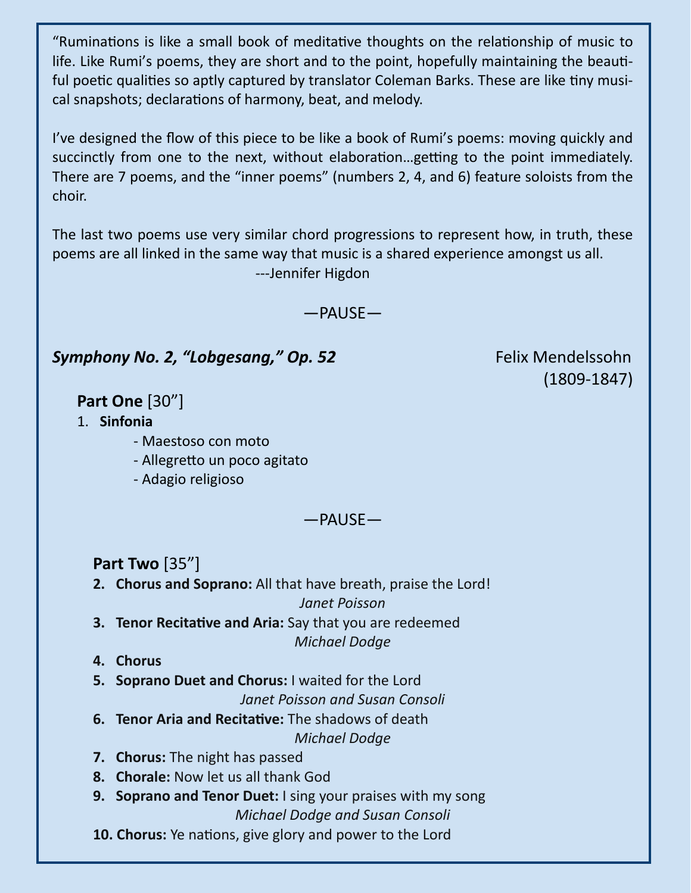"Ruminations is like a small book of meditative thoughts on the relationship of music to life. Like Rumi's poems, they are short and to the point, hopefully maintaining the beautiful poetic qualities so aptly captured by translator Coleman Barks. These are like tiny musical snapshots; declarations of harmony, beat, and melody.

I've designed the flow of this piece to be like a book of Rumi's poems: moving quickly and succinctly from one to the next, without elaboration…getting to the point immediately. There are 7 poems, and the "inner poems" (numbers 2, 4, and 6) feature soloists from the choir.

The last two poems use very similar chord progressions to represent how, in truth, these poems are all linked in the same way that music is a shared experience amongst us all.

---Jennifer Higdon

—PAUSE—

***Symphony No. 2, "Lobgesang," Op. 52*** — Felix Mendelssohn (1809-1847)

**Part One** [30"]

1. **Sinfonia**
   - Maestoso con moto
   - Allegretto un poco agitato
   - Adagio religioso

—PAUSE—

**Part Two** [35"]

2. **Chorus and Soprano:** All that have breath, praise the Lord!
   *Janet Poisson*
3. **Tenor Recitative and Aria:** Say that you are redeemed
   *Michael Dodge*
4. **Chorus**
5. **Soprano Duet and Chorus:** I waited for the Lord
   *Janet Poisson and Susan Consoli*
6. **Tenor Aria and Recitative:** The shadows of death
   *Michael Dodge*
7. **Chorus:** The night has passed
8. **Chorale:** Now let us all thank God
9. **Soprano and Tenor Duet:** I sing your praises with my song
   *Michael Dodge and Susan Consoli*
10. **Chorus:** Ye nations, give glory and power to the Lord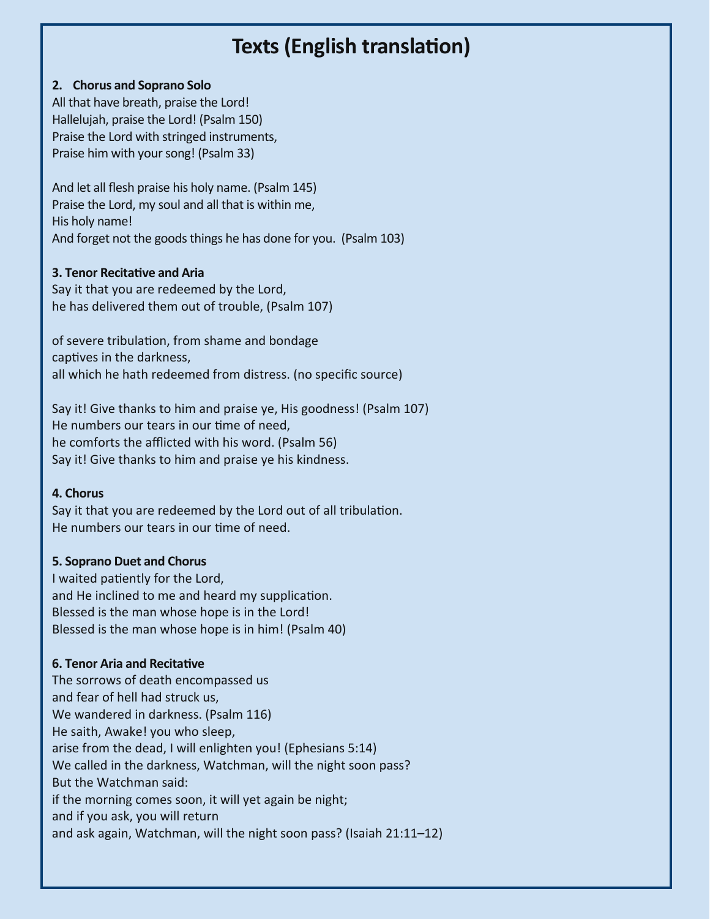# Texts (English translation)

**2. Chorus and Soprano Solo**
All that have breath, praise the Lord!
Hallelujah, praise the Lord! (Psalm 150)
Praise the Lord with stringed instruments,
Praise him with your song! (Psalm 33)

And let all flesh praise his holy name. (Psalm 145)
Praise the Lord, my soul and all that is within me,
His holy name!
And forget not the goods things he has done for you. (Psalm 103)

**3. Tenor Recitative and Aria**
Say it that you are redeemed by the Lord,
he has delivered them out of trouble, (Psalm 107)

of severe tribulation, from shame and bondage
captives in the darkness,
all which he hath redeemed from distress. (no specific source)

Say it! Give thanks to him and praise ye, His goodness! (Psalm 107)
He numbers our tears in our time of need,
he comforts the afflicted with his word. (Psalm 56)
Say it! Give thanks to him and praise ye his kindness.

**4. Chorus**
Say it that you are redeemed by the Lord out of all tribulation.
He numbers our tears in our time of need.

**5. Soprano Duet and Chorus**
I waited patiently for the Lord,
and He inclined to me and heard my supplication.
Blessed is the man whose hope is in the Lord!
Blessed is the man whose hope is in him! (Psalm 40)

**6. Tenor Aria and Recitative**
The sorrows of death encompassed us
and fear of hell had struck us,
We wandered in darkness. (Psalm 116)
He saith, Awake! you who sleep,
arise from the dead, I will enlighten you! (Ephesians 5:14)
We called in the darkness, Watchman, will the night soon pass?
But the Watchman said:
if the morning comes soon, it will yet again be night;
and if you ask, you will return
and ask again, Watchman, will the night soon pass? (Isaiah 21:11–12)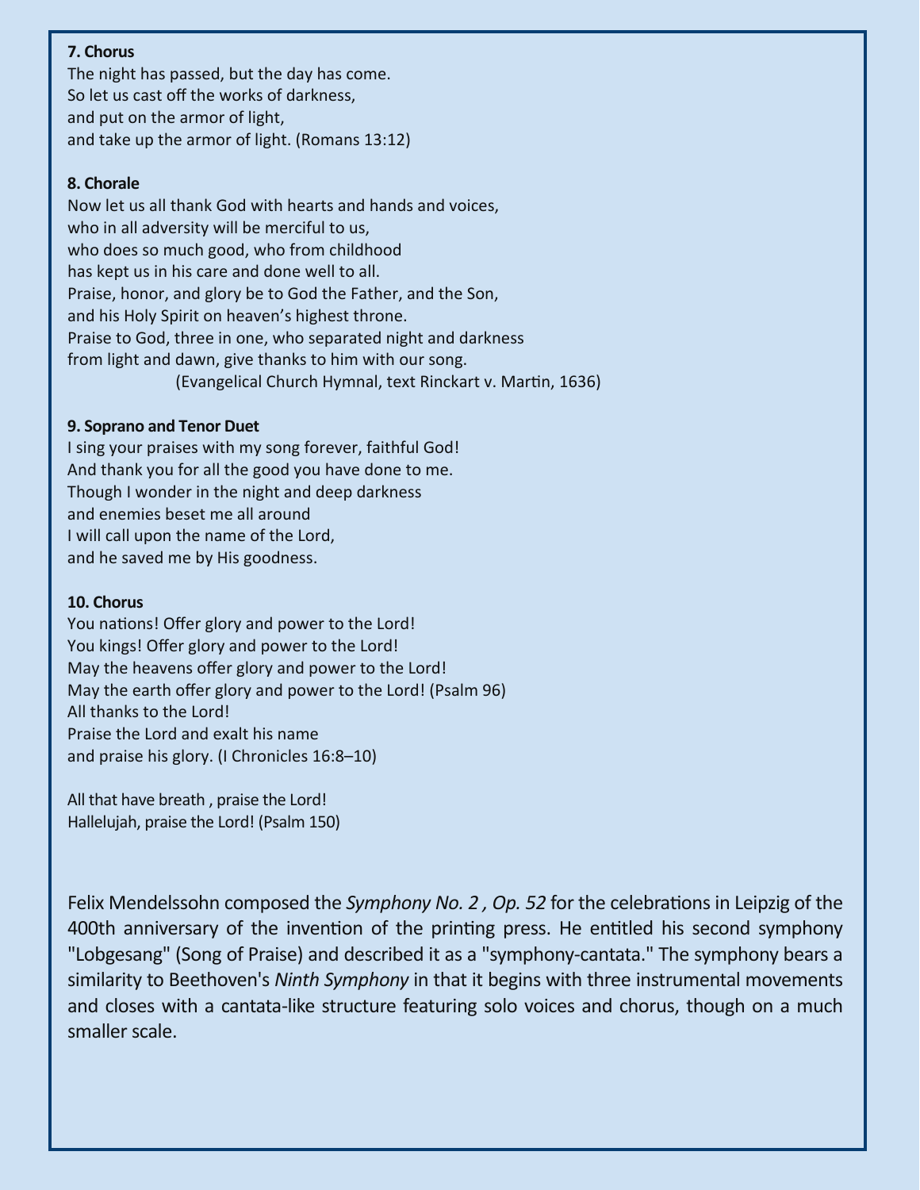**7. Chorus**

The night has passed, but the day has come.
So let us cast off the works of darkness,
and put on the armor of light,
and take up the armor of light. (Romans 13:12)

**8. Chorale**

Now let us all thank God with hearts and hands and voices,
who in all adversity will be merciful to us,
who does so much good, who from childhood
has kept us in his care and done well to all.
Praise, honor, and glory be to God the Father, and the Son,
and his Holy Spirit on heaven's highest throne.
Praise to God, three in one, who separated night and darkness
from light and dawn, give thanks to him with our song.
(Evangelical Church Hymnal, text Rinckart v. Martin, 1636)

**9. Soprano and Tenor Duet**

I sing your praises with my song forever, faithful God!
And thank you for all the good you have done to me.
Though I wonder in the night and deep darkness
and enemies beset me all around
I will call upon the name of the Lord,
and he saved me by His goodness.

**10. Chorus**

You nations! Offer glory and power to the Lord!
You kings! Offer glory and power to the Lord!
May the heavens offer glory and power to the Lord!
May the earth offer glory and power to the Lord! (Psalm 96)
All thanks to the Lord!
Praise the Lord and exalt his name
and praise his glory. (I Chronicles 16:8–10)

All that have breath , praise the Lord!
Hallelujah, praise the Lord! (Psalm 150)

Felix Mendelssohn composed the *Symphony No. 2 , Op. 52* for the celebrations in Leipzig of the 400th anniversary of the invention of the printing press. He entitled his second symphony "Lobgesang" (Song of Praise) and described it as a "symphony-cantata." The symphony bears a similarity to Beethoven's *Ninth Symphony* in that it begins with three instrumental movements and closes with a cantata-like structure featuring solo voices and chorus, though on a much smaller scale.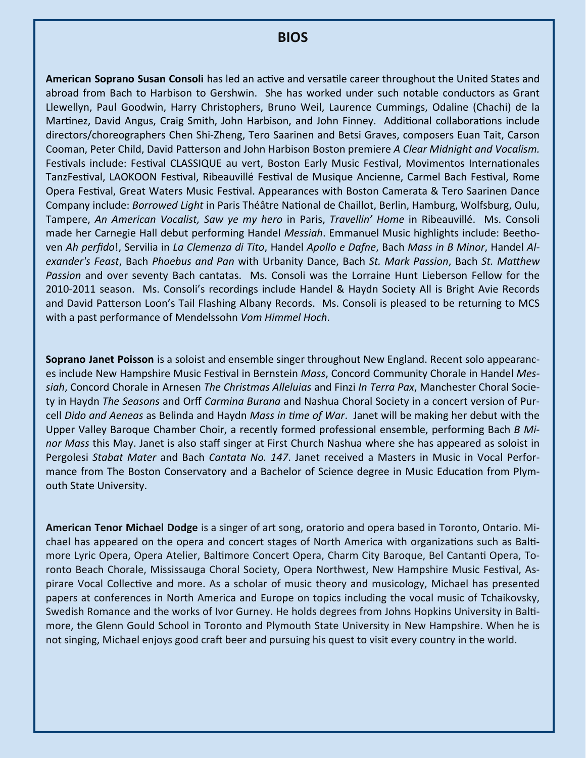## BIOS

**American Soprano Susan Consoli** has led an active and versatile career throughout the United States and abroad from Bach to Harbison to Gershwin. She has worked under such notable conductors as Grant Llewellyn, Paul Goodwin, Harry Christophers, Bruno Weil, Laurence Cummings, Odaline (Chachi) de la Martinez, David Angus, Craig Smith, John Harbison, and John Finney. Additional collaborations include directors/choreographers Chen Shi-Zheng, Tero Saarinen and Betsi Graves, composers Euan Tait, Carson Cooman, Peter Child, David Patterson and John Harbison Boston premiere *A Clear Midnight and Vocalism.* Festivals include: Festival CLASSIQUE au vert, Boston Early Music Festival, Movimentos Internationales TanzFestival, LAOKOON Festival, Ribeauvillé Festival de Musique Ancienne, Carmel Bach Festival, Rome Opera Festival, Great Waters Music Festival. Appearances with Boston Camerata & Tero Saarinen Dance Company include: *Borrowed Light* in Paris Théâtre National de Chaillot, Berlin, Hamburg, Wolfsburg, Oulu, Tampere, *An American Vocalist, Saw ye my hero* in Paris, *Travellin' Home* in Ribeauvillé. Ms. Consoli made her Carnegie Hall debut performing Handel *Messiah*. Emmanuel Music highlights include: Beethoven *Ah perfido*!, Servilia in *La Clemenza di Tito*, Handel *Apollo e Dafne*, Bach *Mass in B Minor*, Handel *Alexander's Feast*, Bach *Phoebus and Pan* with Urbanity Dance, Bach *St. Mark Passion*, Bach *St. Matthew Passion* and over seventy Bach cantatas. Ms. Consoli was the Lorraine Hunt Lieberson Fellow for the 2010-2011 season. Ms. Consoli's recordings include Handel & Haydn Society All is Bright Avie Records and David Patterson Loon's Tail Flashing Albany Records. Ms. Consoli is pleased to be returning to MCS with a past performance of Mendelssohn *Vom Himmel Hoch*.

**Soprano Janet Poisson** is a soloist and ensemble singer throughout New England. Recent solo appearances include New Hampshire Music Festival in Bernstein *Mass*, Concord Community Chorale in Handel *Messiah*, Concord Chorale in Arnesen *The Christmas Alleluias* and Finzi *In Terra Pax*, Manchester Choral Society in Haydn *The Seasons* and Orff *Carmina Burana* and Nashua Choral Society in a concert version of Purcell *Dido and Aeneas* as Belinda and Haydn *Mass in time of War*. Janet will be making her debut with the Upper Valley Baroque Chamber Choir, a recently formed professional ensemble, performing Bach *B Minor Mass* this May. Janet is also staff singer at First Church Nashua where she has appeared as soloist in Pergolesi *Stabat Mater* and Bach *Cantata No. 147*. Janet received a Masters in Music in Vocal Performance from The Boston Conservatory and a Bachelor of Science degree in Music Education from Plymouth State University.

**American Tenor Michael Dodge** is a singer of art song, oratorio and opera based in Toronto, Ontario. Michael has appeared on the opera and concert stages of North America with organizations such as Baltimore Lyric Opera, Opera Atelier, Baltimore Concert Opera, Charm City Baroque, Bel Cantanti Opera, Toronto Beach Chorale, Mississauga Choral Society, Opera Northwest, New Hampshire Music Festival, Aspirare Vocal Collective and more. As a scholar of music theory and musicology, Michael has presented papers at conferences in North America and Europe on topics including the vocal music of Tchaikovsky, Swedish Romance and the works of Ivor Gurney. He holds degrees from Johns Hopkins University in Baltimore, the Glenn Gould School in Toronto and Plymouth State University in New Hampshire. When he is not singing, Michael enjoys good craft beer and pursuing his quest to visit every country in the world.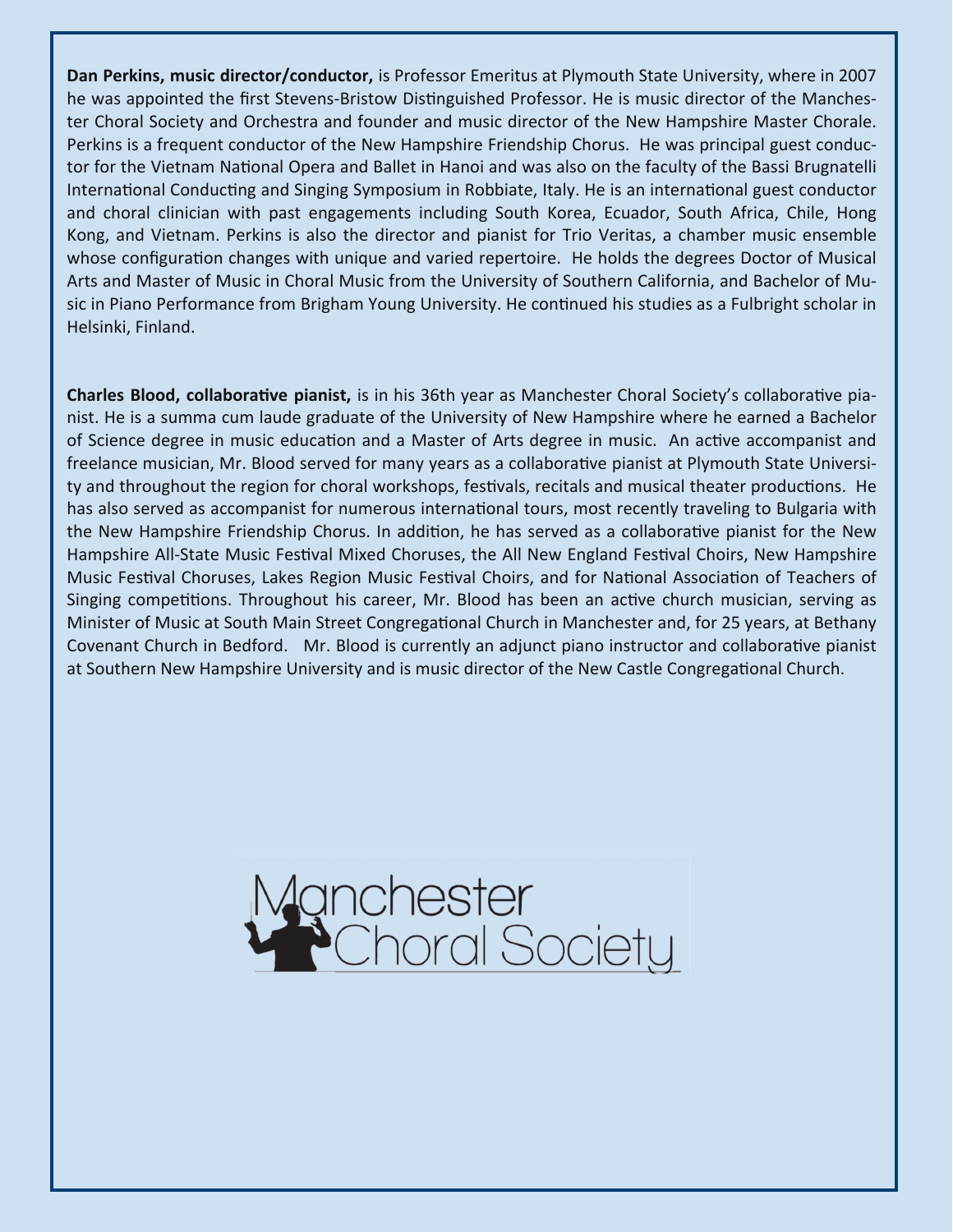**Dan Perkins, music director/conductor,** is Professor Emeritus at Plymouth State University, where in 2007 he was appointed the first Stevens-Bristow Distinguished Professor. He is music director of the Manchester Choral Society and Orchestra and founder and music director of the New Hampshire Master Chorale. Perkins is a frequent conductor of the New Hampshire Friendship Chorus. He was principal guest conductor for the Vietnam National Opera and Ballet in Hanoi and was also on the faculty of the Bassi Brugnatelli International Conducting and Singing Symposium in Robbiate, Italy. He is an international guest conductor and choral clinician with past engagements including South Korea, Ecuador, South Africa, Chile, Hong Kong, and Vietnam. Perkins is also the director and pianist for Trio Veritas, a chamber music ensemble whose configuration changes with unique and varied repertoire. He holds the degrees Doctor of Musical Arts and Master of Music in Choral Music from the University of Southern California, and Bachelor of Music in Piano Performance from Brigham Young University. He continued his studies as a Fulbright scholar in Helsinki, Finland.

**Charles Blood, collaborative pianist,** is in his 36th year as Manchester Choral Society's collaborative pianist. He is a summa cum laude graduate of the University of New Hampshire where he earned a Bachelor of Science degree in music education and a Master of Arts degree in music. An active accompanist and freelance musician, Mr. Blood served for many years as a collaborative pianist at Plymouth State University and throughout the region for choral workshops, festivals, recitals and musical theater productions. He has also served as accompanist for numerous international tours, most recently traveling to Bulgaria with the New Hampshire Friendship Chorus. In addition, he has served as a collaborative pianist for the New Hampshire All-State Music Festival Mixed Choruses, the All New England Festival Choirs, New Hampshire Music Festival Choruses, Lakes Region Music Festival Choirs, and for National Association of Teachers of Singing competitions. Throughout his career, Mr. Blood has been an active church musician, serving as Minister of Music at South Main Street Congregational Church in Manchester and, for 25 years, at Bethany Covenant Church in Bedford. Mr. Blood is currently an adjunct piano instructor and collaborative pianist at Southern New Hampshire University and is music director of the New Castle Congregational Church.

Manchester Choral Society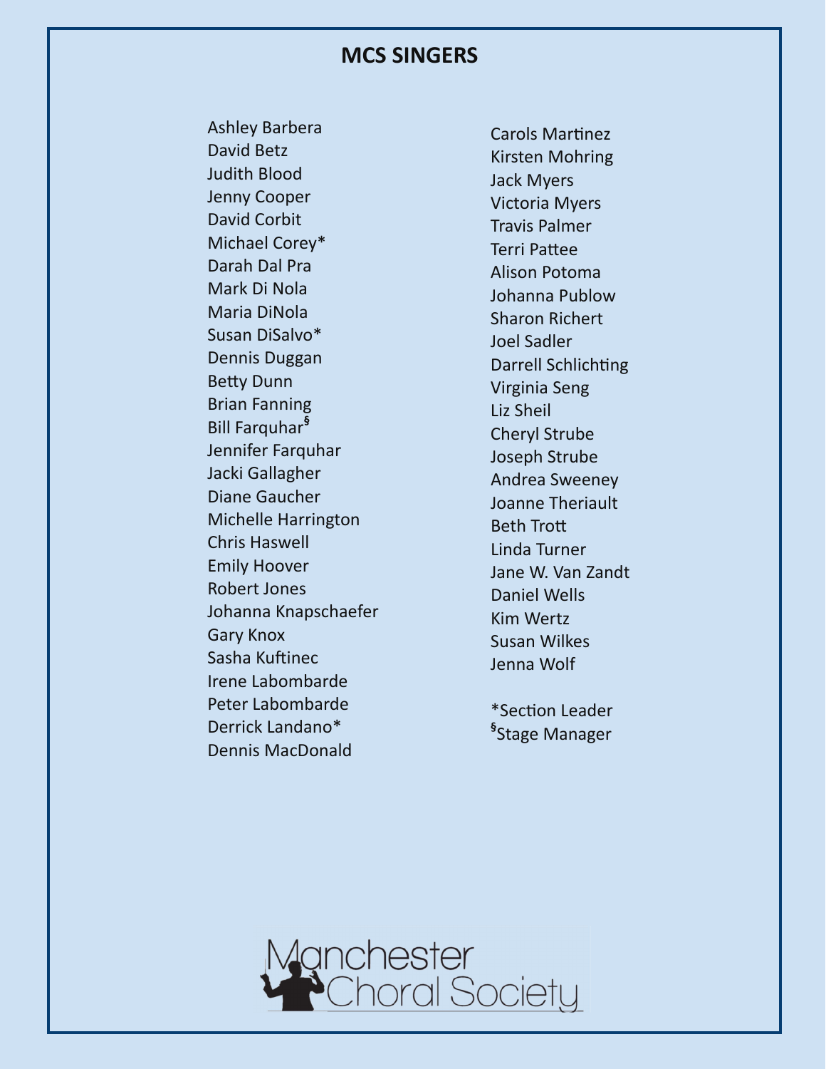## MCS SINGERS

Ashley Barbera
David Betz
Judith Blood
Jenny Cooper
David Corbit
Michael Corey*
Darah Dal Pra
Mark Di Nola
Maria DiNola
Susan DiSalvo*
Dennis Duggan
Betty Dunn
Brian Fanning
Bill Farquhar§
Jennifer Farquhar
Jacki Gallagher
Diane Gaucher
Michelle Harrington
Chris Haswell
Emily Hoover
Robert Jones
Johanna Knapschaefer
Gary Knox
Sasha Kuftinec
Irene Labombarde
Peter Labombarde
Derrick Landano*
Dennis MacDonald
Carols Martinez
Kirsten Mohring
Jack Myers
Victoria Myers
Travis Palmer
Terri Pattee
Alison Potoma
Johanna Publow
Sharon Richert
Joel Sadler
Darrell Schlichting
Virginia Seng
Liz Sheil
Cheryl Strube
Joseph Strube
Andrea Sweeney
Joanne Theriault
Beth Trott
Linda Turner
Jane W. Van Zandt
Daniel Wells
Kim Wertz
Susan Wilkes
Jenna Wolf

*Section Leader
§Stage Manager

Manchester Choral Society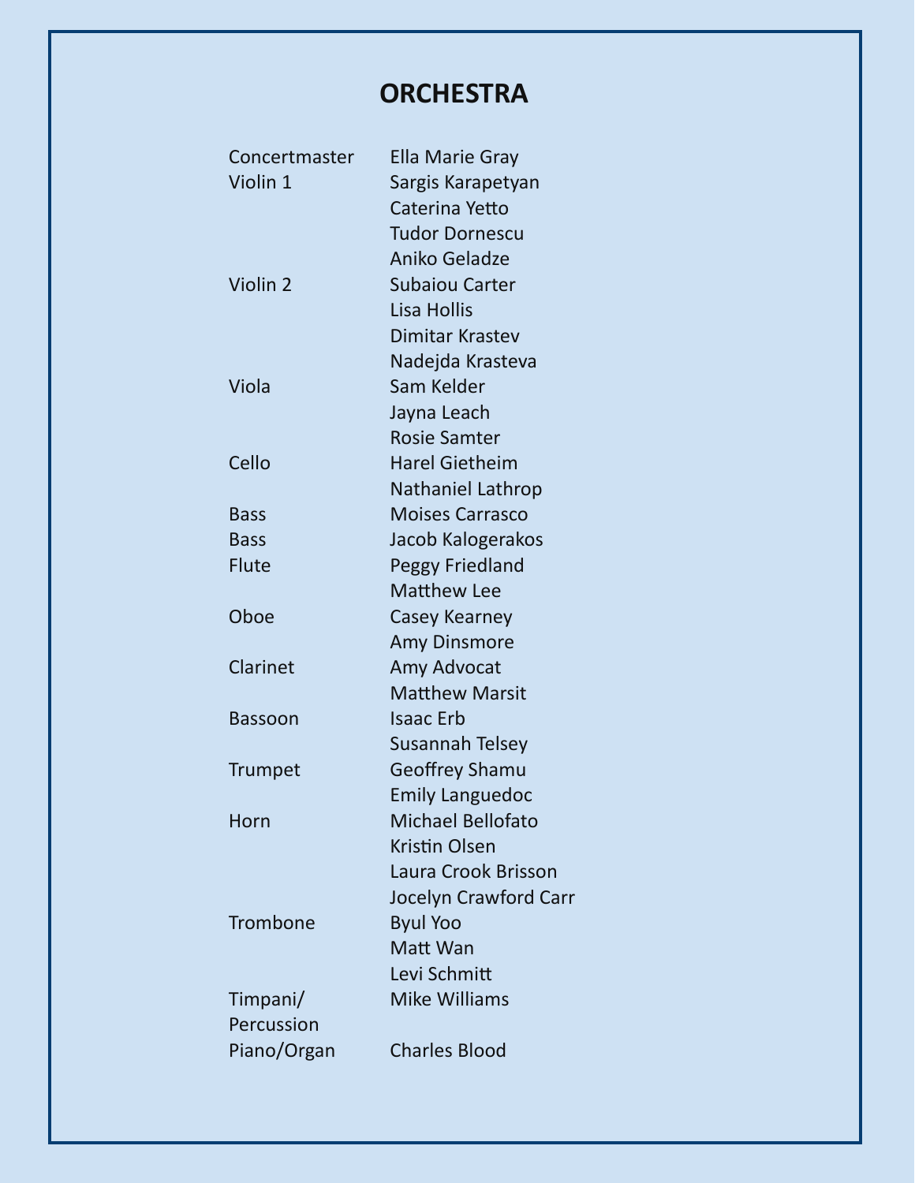# ORCHESTRA

| | |
|---|---|
| Concertmaster | Ella Marie Gray |
| Violin 1 | Sargis Karapetyan |
| | Caterina Yetto |
| | Tudor Dornescu |
| | Aniko Geladze |
| Violin 2 | Subaiou Carter |
| | Lisa Hollis |
| | Dimitar Krastev |
| | Nadejda Krasteva |
| Viola | Sam Kelder |
| | Jayna Leach |
| | Rosie Samter |
| Cello | Harel Gietheim |
| | Nathaniel Lathrop |
| Bass | Moises Carrasco |
| Bass | Jacob Kalogerakos |
| Flute | Peggy Friedland |
| | Matthew Lee |
| Oboe | Casey Kearney |
| | Amy Dinsmore |
| Clarinet | Amy Advocat |
| | Matthew Marsit |
| Bassoon | Isaac Erb |
| | Susannah Telsey |
| Trumpet | Geoffrey Shamu |
| | Emily Languedoc |
| Horn | Michael Bellofato |
| | Kristin Olsen |
| | Laura Crook Brisson |
| | Jocelyn Crawford Carr |
| Trombone | Byul Yoo |
| | Matt Wan |
| | Levi Schmitt |
| Timpani/ Percussion | Mike Williams |
| Piano/Organ | Charles Blood |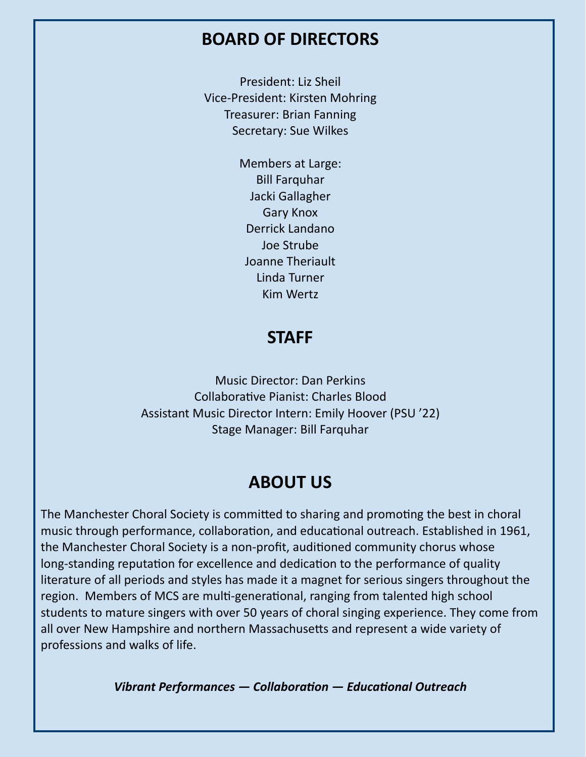## BOARD OF DIRECTORS

President: Liz Sheil
Vice-President: Kirsten Mohring
Treasurer: Brian Fanning
Secretary: Sue Wilkes

Members at Large:
Bill Farquhar
Jacki Gallagher
Gary Knox
Derrick Landano
Joe Strube
Joanne Theriault
Linda Turner
Kim Wertz

## STAFF

Music Director: Dan Perkins
Collaborative Pianist: Charles Blood
Assistant Music Director Intern: Emily Hoover (PSU '22)
Stage Manager: Bill Farquhar

## ABOUT US

The Manchester Choral Society is committed to sharing and promoting the best in choral music through performance, collaboration, and educational outreach. Established in 1961, the Manchester Choral Society is a non-profit, auditioned community chorus whose long-standing reputation for excellence and dedication to the performance of quality literature of all periods and styles has made it a magnet for serious singers throughout the region. Members of MCS are multi-generational, ranging from talented high school students to mature singers with over 50 years of choral singing experience. They come from all over New Hampshire and northern Massachusetts and represent a wide variety of professions and walks of life.

***Vibrant Performances — Collaboration — Educational Outreach***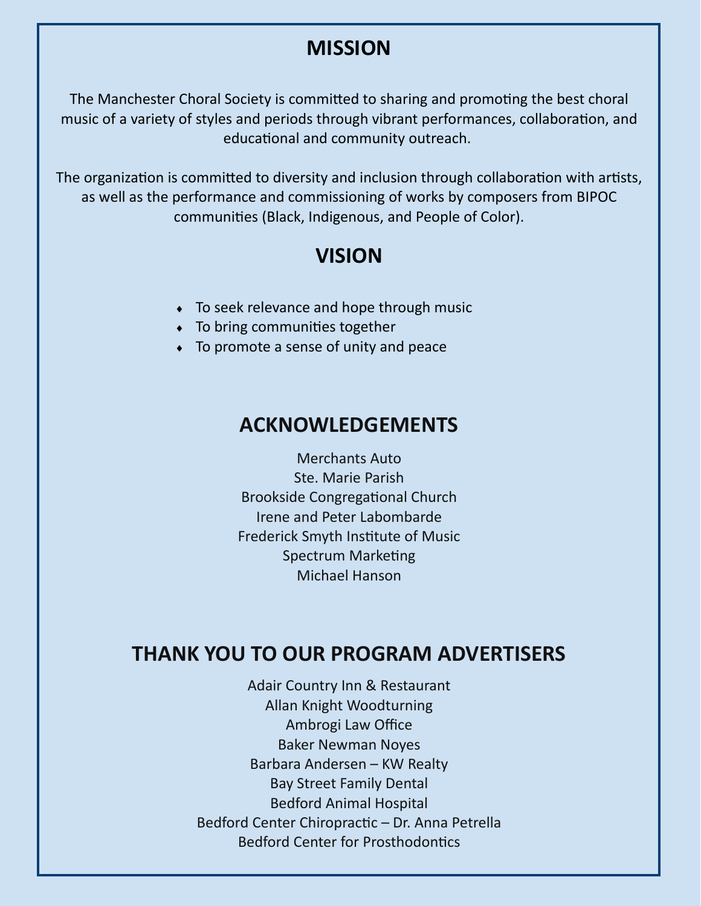## MISSION

The Manchester Choral Society is committed to sharing and promoting the best choral music of a variety of styles and periods through vibrant performances, collaboration, and educational and community outreach.

The organization is committed to diversity and inclusion through collaboration with artists, as well as the performance and commissioning of works by composers from BIPOC communities (Black, Indigenous, and People of Color).

## VISION

- To seek relevance and hope through music
- To bring communities together
- To promote a sense of unity and peace

## ACKNOWLEDGEMENTS

Merchants Auto
Ste. Marie Parish
Brookside Congregational Church
Irene and Peter Labombarde
Frederick Smyth Institute of Music
Spectrum Marketing
Michael Hanson

## THANK YOU TO OUR PROGRAM ADVERTISERS

Adair Country Inn & Restaurant
Allan Knight Woodturning
Ambrogi Law Office
Baker Newman Noyes
Barbara Andersen – KW Realty
Bay Street Family Dental
Bedford Animal Hospital
Bedford Center Chiropractic – Dr. Anna Petrella
Bedford Center for Prosthodontics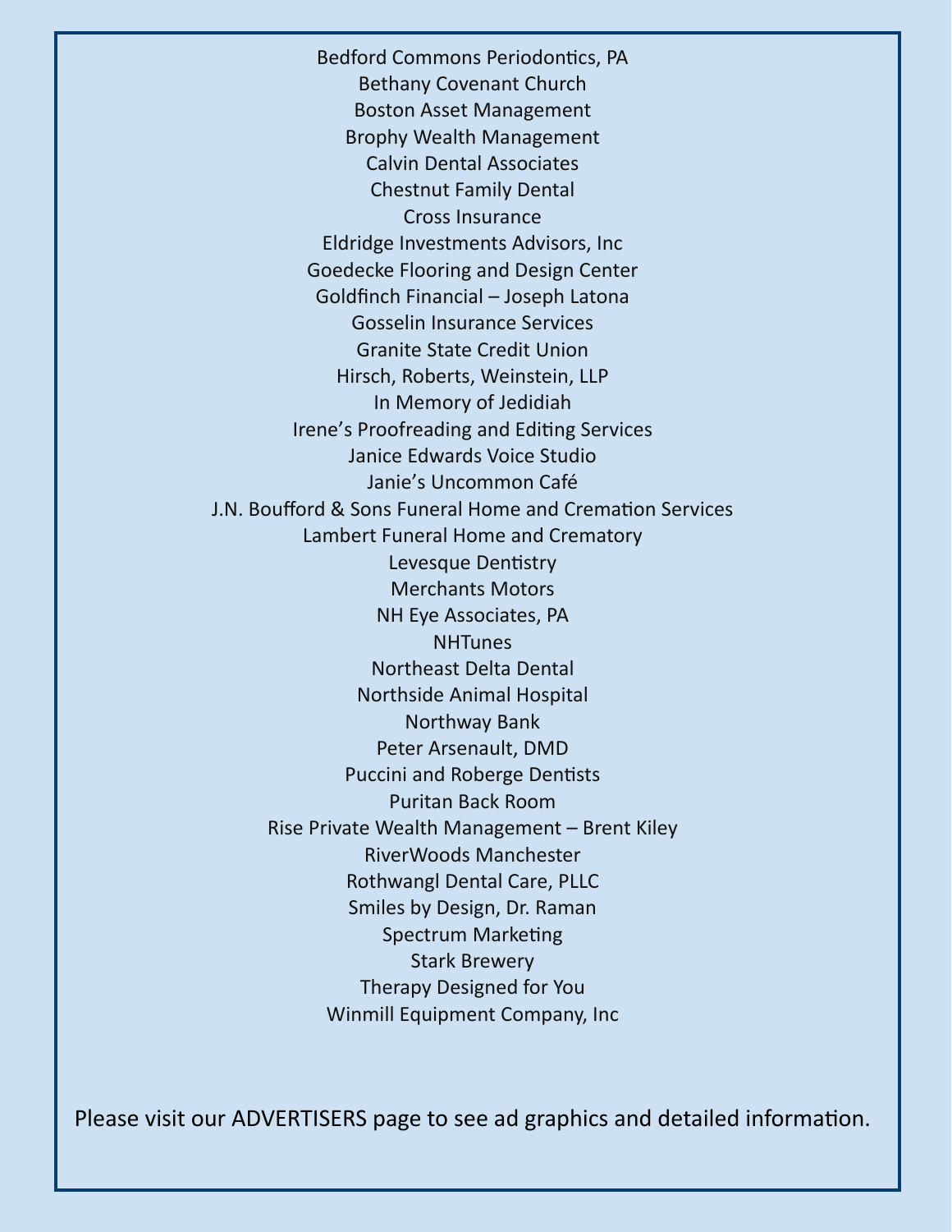Bedford Commons Periodontics, PA
Bethany Covenant Church
Boston Asset Management
Brophy Wealth Management
Calvin Dental Associates
Chestnut Family Dental
Cross Insurance
Eldridge Investments Advisors, Inc
Goedecke Flooring and Design Center
Goldfinch Financial – Joseph Latona
Gosselin Insurance Services
Granite State Credit Union
Hirsch, Roberts, Weinstein, LLP
In Memory of Jedidiah
Irene's Proofreading and Editing Services
Janice Edwards Voice Studio
Janie's Uncommon Café
J.N. Boufford & Sons Funeral Home and Cremation Services
Lambert Funeral Home and Crematory
Levesque Dentistry
Merchants Motors
NH Eye Associates, PA
NHTunes
Northeast Delta Dental
Northside Animal Hospital
Northway Bank
Peter Arsenault, DMD
Puccini and Roberge Dentists
Puritan Back Room
Rise Private Wealth Management – Brent Kiley
RiverWoods Manchester
Rothwangl Dental Care, PLLC
Smiles by Design, Dr. Raman
Spectrum Marketing
Stark Brewery
Therapy Designed for You
Winmill Equipment Company, Inc

Please visit our ADVERTISERS page to see ad graphics and detailed information.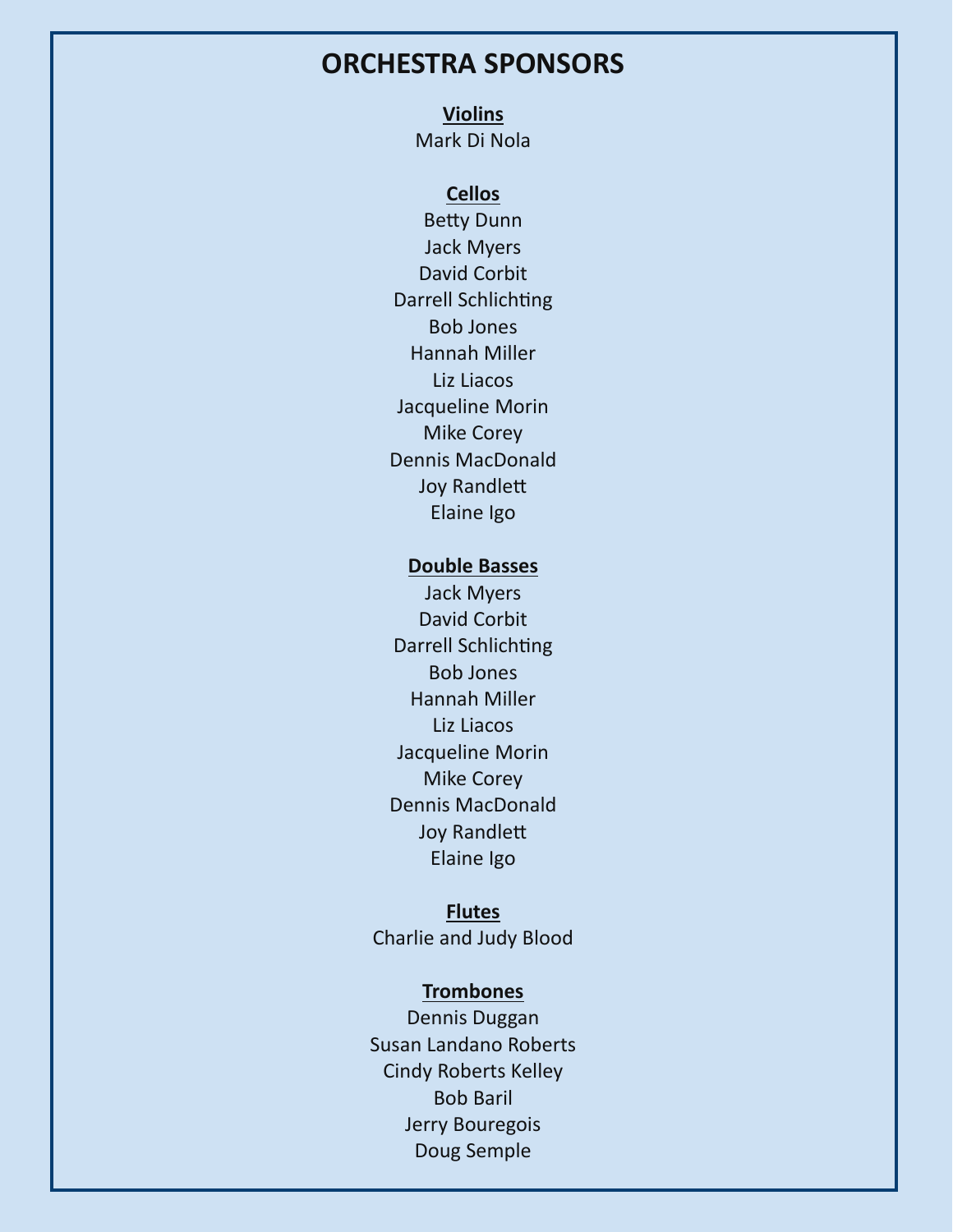# ORCHESTRA SPONSORS

**Violins**

Mark Di Nola

**Cellos**

Betty Dunn
Jack Myers
David Corbit
Darrell Schlichting
Bob Jones
Hannah Miller
Liz Liacos
Jacqueline Morin
Mike Corey
Dennis MacDonald
Joy Randlett
Elaine Igo

**Double Basses**

Jack Myers
David Corbit
Darrell Schlichting
Bob Jones
Hannah Miller
Liz Liacos
Jacqueline Morin
Mike Corey
Dennis MacDonald
Joy Randlett
Elaine Igo

**Flutes**

Charlie and Judy Blood

**Trombones**

Dennis Duggan
Susan Landano Roberts
Cindy Roberts Kelley
Bob Baril
Jerry Bouregois
Doug Semple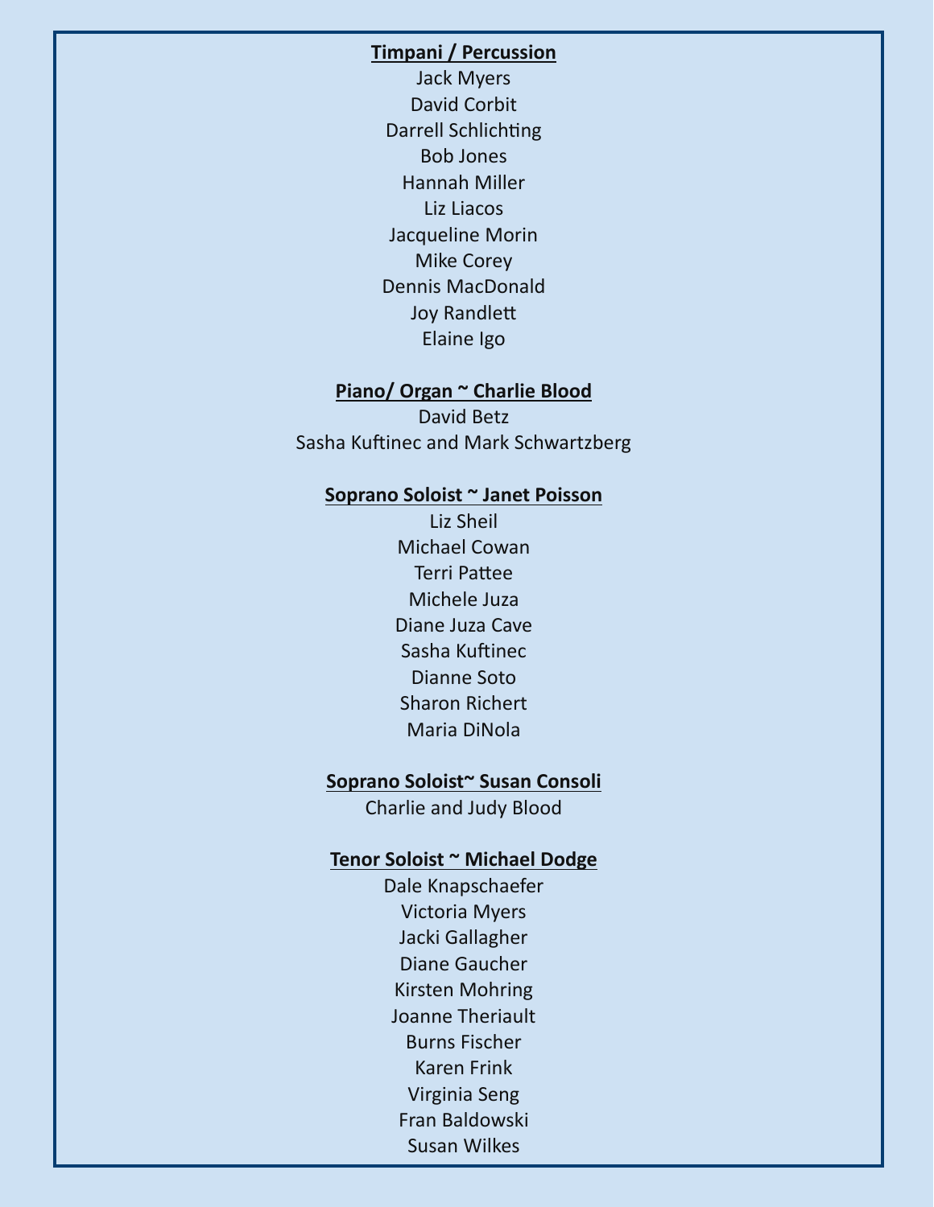**Timpani / Percussion**

Jack Myers
David Corbit
Darrell Schlichting
Bob Jones
Hannah Miller
Liz Liacos
Jacqueline Morin
Mike Corey
Dennis MacDonald
Joy Randlett
Elaine Igo

**Piano/ Organ ~ Charlie Blood**

David Betz
Sasha Kuftinec and Mark Schwartzberg

**Soprano Soloist ~ Janet Poisson**

Liz Sheil
Michael Cowan
Terri Pattee
Michele Juza
Diane Juza Cave
Sasha Kuftinec
Dianne Soto
Sharon Richert
Maria DiNola

**Soprano Soloist~ Susan Consoli**

Charlie and Judy Blood

**Tenor Soloist ~ Michael Dodge**

Dale Knapschaefer
Victoria Myers
Jacki Gallagher
Diane Gaucher
Kirsten Mohring
Joanne Theriault
Burns Fischer
Karen Frink
Virginia Seng
Fran Baldowski
Susan Wilkes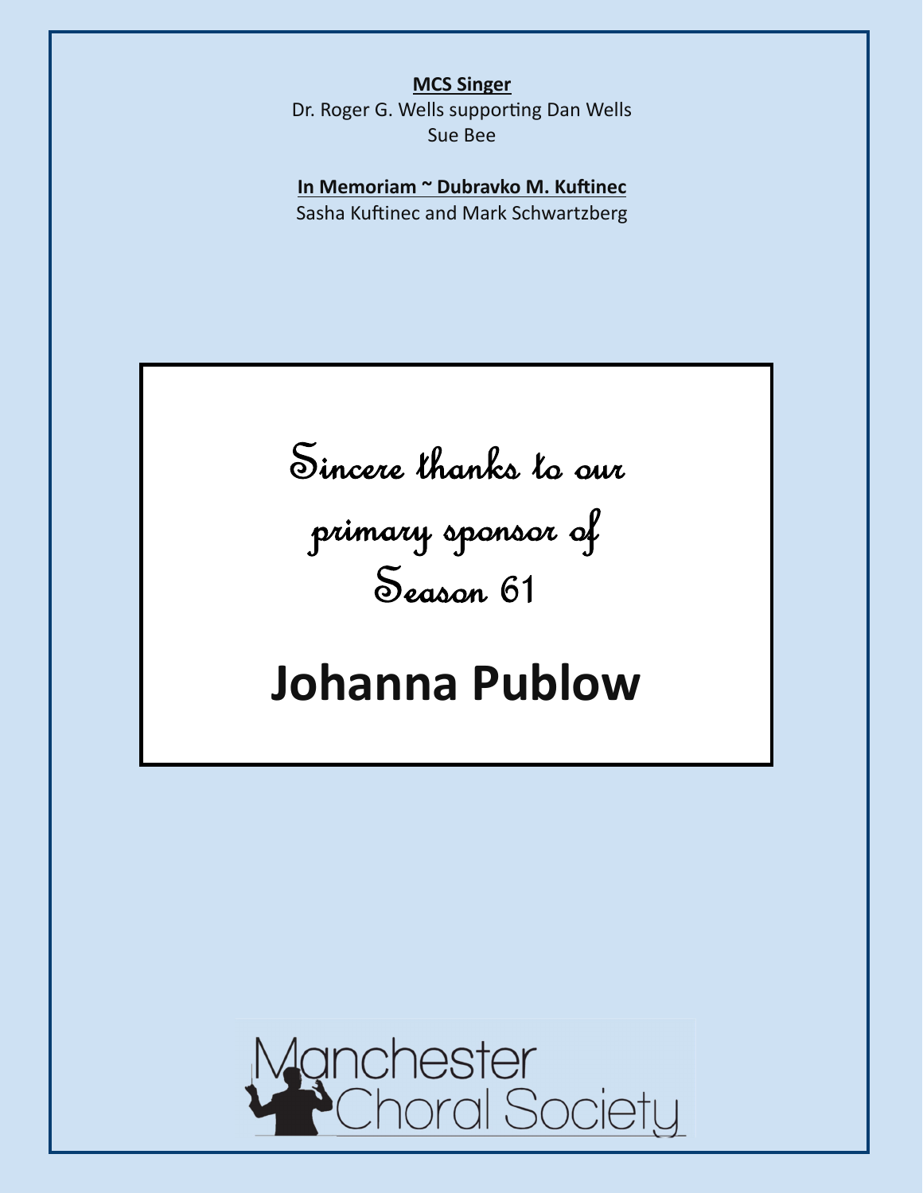**MCS Singer**

Dr. Roger G. Wells supporting Dan Wells

Sue Bee

**In Memoriam ~ Dubravko M. Kuftinec**

Sasha Kuftinec and Mark Schwartzberg

*Sincere thanks to our primary sponsor of Season 61*

# Johanna Publow

Manchester Choral Society